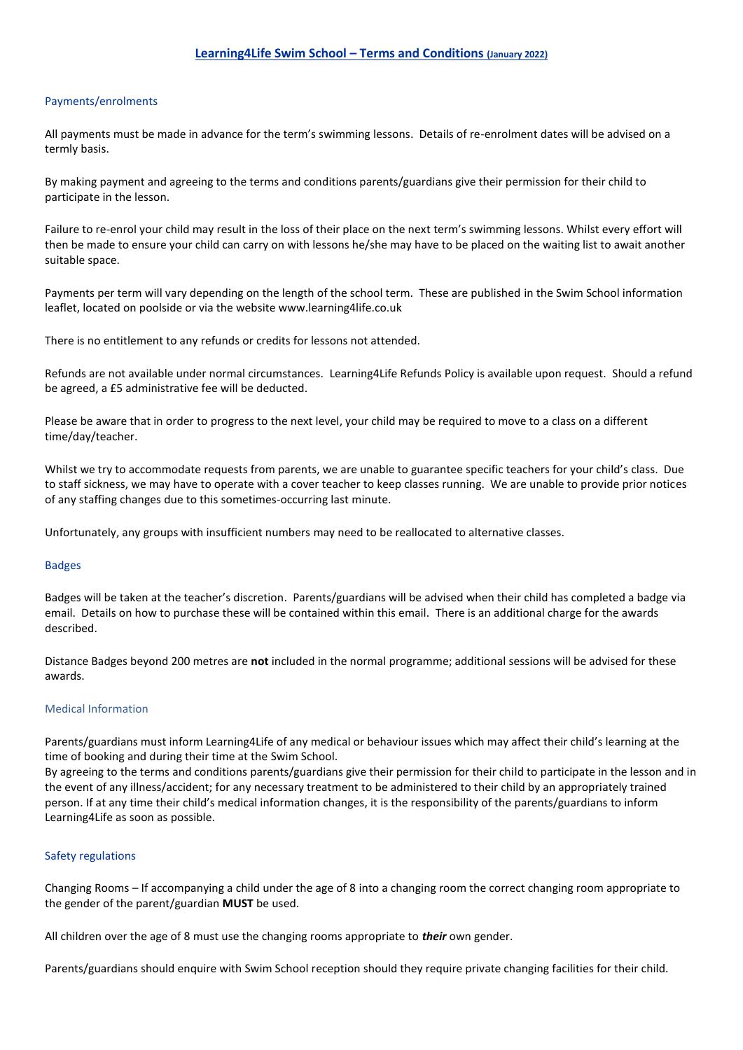# Learning4Life Swim School – Terms and Conditions (January 2022)

## Payments/enrolments

All payments must be made in advance for the term's swimming lessons. Details of re-enrolment dates will be advised on a termly basis.

By making payment and agreeing to the terms and conditions parents/guardians give their permission for their child to participate in the lesson.

Failure to re-enrol your child may result in the loss of their place on the next term's swimming lessons. Whilst every effort will then be made to ensure your child can carry on with lessons he/she may have to be placed on the waiting list to await another suitable space.

Payments per term will vary depending on the length of the school term. These are published in the Swim School information leaflet, located on poolside or via the website www.learning4life.co.uk

There is no entitlement to any refunds or credits for lessons not attended.

Refunds are not available under normal circumstances. Learning4Life Refunds Policy is available upon request. Should a refund be agreed, a £5 administrative fee will be deducted.

Please be aware that in order to progress to the next level, your child may be required to move to a class on a different time/day/teacher.

Whilst we try to accommodate requests from parents, we are unable to guarantee specific teachers for your child's class. Due to staff sickness, we may have to operate with a cover teacher to keep classes running. We are unable to provide prior notices of any staffing changes due to this sometimes-occurring last minute.

Unfortunately, any groups with insufficient numbers may need to be reallocated to alternative classes.

## Badges

Badges will be taken at the teacher's discretion. Parents/guardians will be advised when their child has completed a badge via email. Details on how to purchase these will be contained within this email. There is an additional charge for the awards described.

Distance Badges beyond 200 metres are **not** included in the normal programme; additional sessions will be advised for these awards.

## Medical Information

Parents/guardians must inform Learning4Life of any medical or behaviour issues which may affect their child's learning at the time of booking and during their time at the Swim School.
By agreeing to the terms and conditions parents/guardians give their permission for their child to participate in the lesson and in the event of any illness/accident; for any necessary treatment to be administered to their child by an appropriately trained person. If at any time their child's medical information changes, it is the responsibility of the parents/guardians to inform Learning4Life as soon as possible.

## Safety regulations

Changing Rooms – If accompanying a child under the age of 8 into a changing room the correct changing room appropriate to the gender of the parent/guardian **MUST** be used.

All children over the age of 8 must use the changing rooms appropriate to ***their*** own gender.

Parents/guardians should enquire with Swim School reception should they require private changing facilities for their child.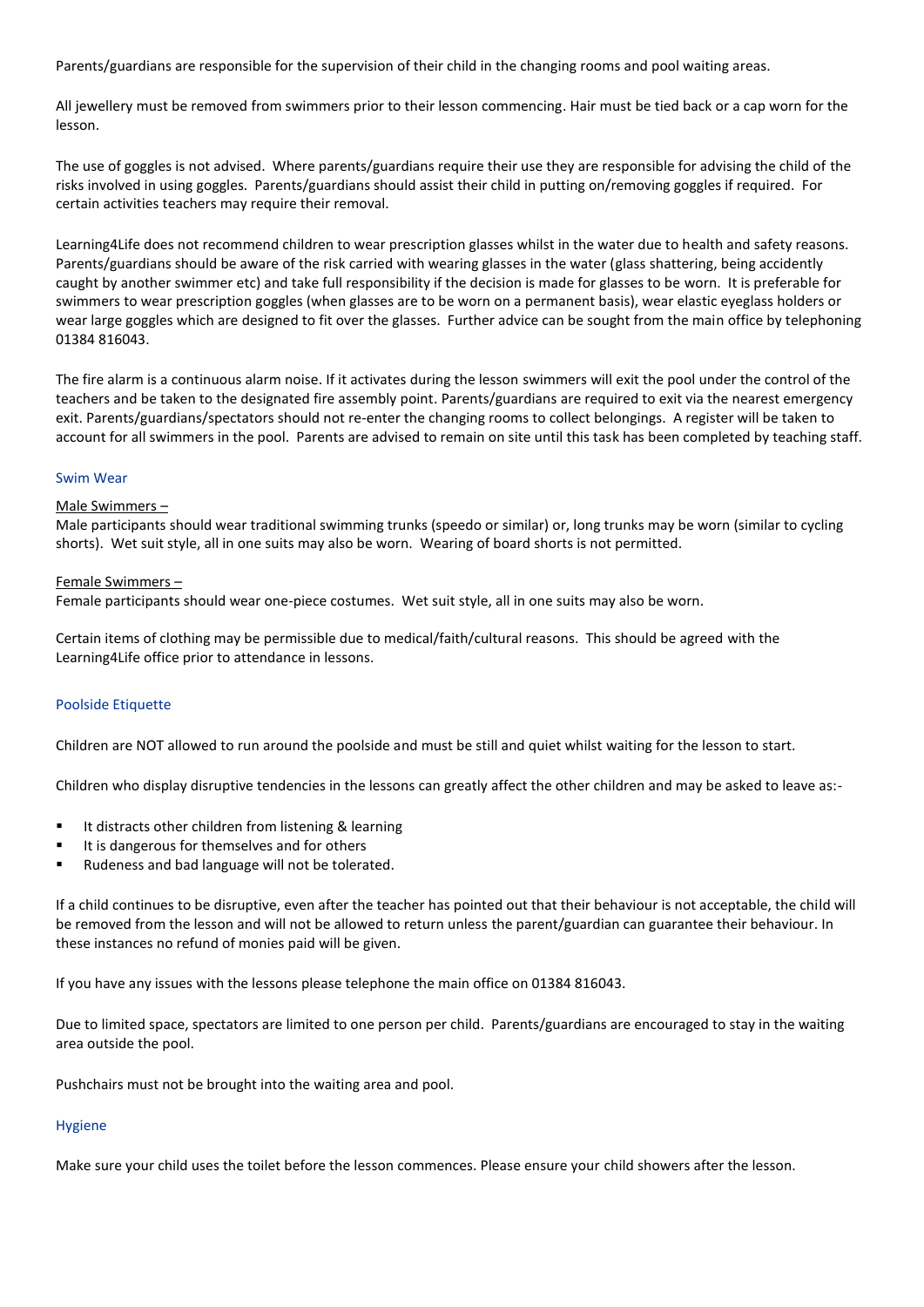Parents/guardians are responsible for the supervision of their child in the changing rooms and pool waiting areas.

All jewellery must be removed from swimmers prior to their lesson commencing. Hair must be tied back or a cap worn for the lesson.

The use of goggles is not advised. Where parents/guardians require their use they are responsible for advising the child of the risks involved in using goggles. Parents/guardians should assist their child in putting on/removing goggles if required. For certain activities teachers may require their removal.

Learning4Life does not recommend children to wear prescription glasses whilst in the water due to health and safety reasons. Parents/guardians should be aware of the risk carried with wearing glasses in the water (glass shattering, being accidently caught by another swimmer etc) and take full responsibility if the decision is made for glasses to be worn. It is preferable for swimmers to wear prescription goggles (when glasses are to be worn on a permanent basis), wear elastic eyeglass holders or wear large goggles which are designed to fit over the glasses. Further advice can be sought from the main office by telephoning 01384 816043.

The fire alarm is a continuous alarm noise. If it activates during the lesson swimmers will exit the pool under the control of the teachers and be taken to the designated fire assembly point. Parents/guardians are required to exit via the nearest emergency exit. Parents/guardians/spectators should not re-enter the changing rooms to collect belongings. A register will be taken to account for all swimmers in the pool. Parents are advised to remain on site until this task has been completed by teaching staff.

## Swim Wear

Male Swimmers –

Male participants should wear traditional swimming trunks (speedo or similar) or, long trunks may be worn (similar to cycling shorts). Wet suit style, all in one suits may also be worn. Wearing of board shorts is not permitted.

Female Swimmers –

Female participants should wear one-piece costumes. Wet suit style, all in one suits may also be worn.

Certain items of clothing may be permissible due to medical/faith/cultural reasons. This should be agreed with the Learning4Life office prior to attendance in lessons.

## Poolside Etiquette

Children are NOT allowed to run around the poolside and must be still and quiet whilst waiting for the lesson to start.

Children who display disruptive tendencies in the lessons can greatly affect the other children and may be asked to leave as:-

- It distracts other children from listening & learning
- It is dangerous for themselves and for others
- Rudeness and bad language will not be tolerated.

If a child continues to be disruptive, even after the teacher has pointed out that their behaviour is not acceptable, the child will be removed from the lesson and will not be allowed to return unless the parent/guardian can guarantee their behaviour. In these instances no refund of monies paid will be given.

If you have any issues with the lessons please telephone the main office on 01384 816043.

Due to limited space, spectators are limited to one person per child. Parents/guardians are encouraged to stay in the waiting area outside the pool.

Pushchairs must not be brought into the waiting area and pool.

## Hygiene

Make sure your child uses the toilet before the lesson commences. Please ensure your child showers after the lesson.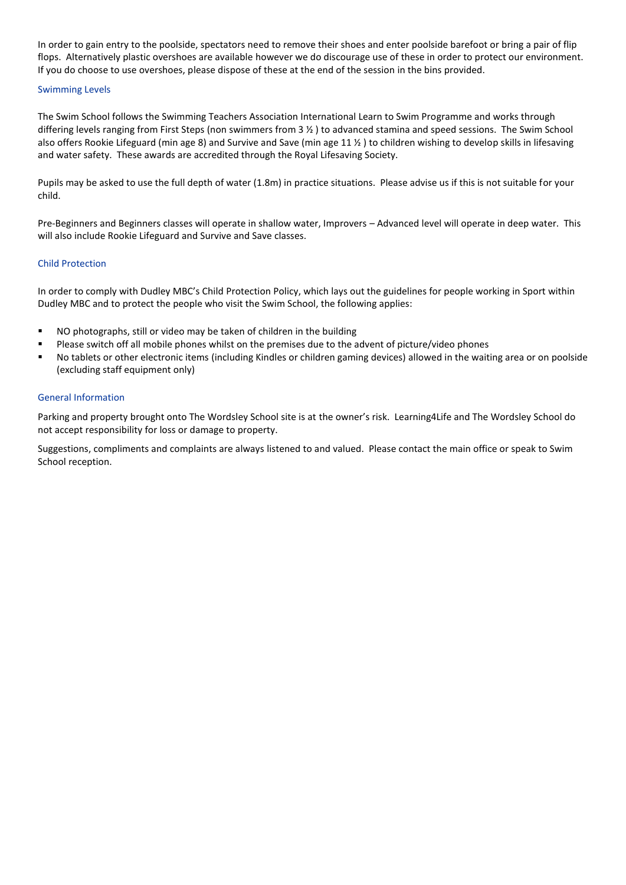In order to gain entry to the poolside, spectators need to remove their shoes and enter poolside barefoot or bring a pair of flip flops. Alternatively plastic overshoes are available however we do discourage use of these in order to protect our environment. If you do choose to use overshoes, please dispose of these at the end of the session in the bins provided.

## Swimming Levels

The Swim School follows the Swimming Teachers Association International Learn to Swim Programme and works through differing levels ranging from First Steps (non swimmers from 3 ½ ) to advanced stamina and speed sessions. The Swim School also offers Rookie Lifeguard (min age 8) and Survive and Save (min age 11 ½ ) to children wishing to develop skills in lifesaving and water safety. These awards are accredited through the Royal Lifesaving Society.

Pupils may be asked to use the full depth of water (1.8m) in practice situations. Please advise us if this is not suitable for your child.

Pre-Beginners and Beginners classes will operate in shallow water, Improvers – Advanced level will operate in deep water. This will also include Rookie Lifeguard and Survive and Save classes.

## Child Protection

In order to comply with Dudley MBC's Child Protection Policy, which lays out the guidelines for people working in Sport within Dudley MBC and to protect the people who visit the Swim School, the following applies:

- NO photographs, still or video may be taken of children in the building
- Please switch off all mobile phones whilst on the premises due to the advent of picture/video phones
- No tablets or other electronic items (including Kindles or children gaming devices) allowed in the waiting area or on poolside (excluding staff equipment only)

## General Information

Parking and property brought onto The Wordsley School site is at the owner's risk. Learning4Life and The Wordsley School do not accept responsibility for loss or damage to property.

Suggestions, compliments and complaints are always listened to and valued. Please contact the main office or speak to Swim School reception.